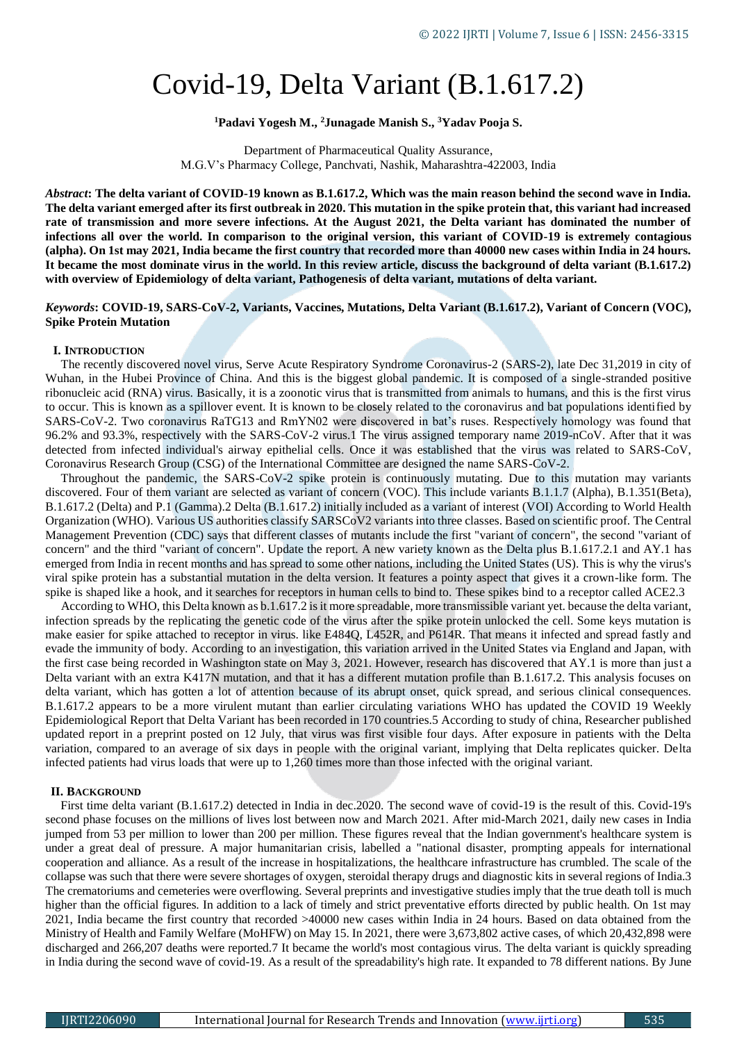# Covid-19, Delta Variant (B.1.617.2)

**[1]Padavi Yogesh M., [2]Junagade Manish S., [3]Yadav Pooja S.**

Department of Pharmaceutical Quality Assurance,
M.G.V's Pharmacy College, Panchvati, Nashik, Maharashtra-422003, India

***Abstract*: The delta variant of COVID-19 known as B.1.617.2, Which was the main reason behind the second wave in India. The delta variant emerged after its first outbreak in 2020. This mutation in the spike protein that, this variant had increased rate of transmission and more severe infections. At the August 2021, the Delta variant has dominated the number of infections all over the world. In comparison to the original version, this variant of COVID-19 is extremely contagious (alpha). On 1st may 2021, India became the first country that recorded more than 40000 new cases within India in 24 hours. It became the most dominate virus in the world. In this review article, discuss the background of delta variant (B.1.617.2) with overview of Epidemiology of delta variant, Pathogenesis of delta variant, mutations of delta variant.**

***Keywords*: COVID-19, SARS-CoV-2, Variants, Vaccines, Mutations, Delta Variant (B.1.617.2), Variant of Concern (VOC), Spike Protein Mutation**

## I. INTRODUCTION

The recently discovered novel virus, Serve Acute Respiratory Syndrome Coronavirus-2 (SARS-2), late Dec 31,2019 in city of Wuhan, in the Hubei Province of China. And this is the biggest global pandemic. It is composed of a single-stranded positive ribonucleic acid (RNA) virus. Basically, it is a zoonotic virus that is transmitted from animals to humans, and this is the first virus to occur. This is known as a spillover event. It is known to be closely related to the coronavirus and bat populations identified by SARS-CoV-2. Two coronavirus RaTG13 and RmYN02 were discovered in bat's ruses. Respectively homology was found that 96.2% and 93.3%, respectively with the SARS-CoV-2 virus.1 The virus assigned temporary name 2019-nCoV. After that it was detected from infected individual's airway epithelial cells. Once it was established that the virus was related to SARS-CoV, Coronavirus Research Group (CSG) of the International Committee are designed the name SARS-CoV-2.

Throughout the pandemic, the SARS-CoV-2 spike protein is continuously mutating. Due to this mutation may variants discovered. Four of them variant are selected as variant of concern (VOC). This include variants B.1.1.7 (Alpha), B.1.351(Beta), B.1.617.2 (Delta) and P.1 (Gamma).2 Delta (B.1.617.2) initially included as a variant of interest (VOI) According to World Health Organization (WHO). Various US authorities classify SARSCoV2 variants into three classes. Based on scientific proof. The Central Management Prevention (CDC) says that different classes of mutants include the first "variant of concern", the second "variant of concern" and the third "variant of concern". Update the report. A new variety known as the Delta plus B.1.617.2.1 and AY.1 has emerged from India in recent months and has spread to some other nations, including the United States (US). This is why the virus's viral spike protein has a substantial mutation in the delta version. It features a pointy aspect that gives it a crown-like form. The spike is shaped like a hook, and it searches for receptors in human cells to bind to. These spikes bind to a receptor called ACE2.3

According to WHO, this Delta known as b.1.617.2 is it more spreadable, more transmissible variant yet. because the delta variant, infection spreads by the replicating the genetic code of the virus after the spike protein unlocked the cell. Some keys mutation is make easier for spike attached to receptor in virus. like E484Q, L452R, and P614R. That means it infected and spread fastly and evade the immunity of body. According to an investigation, this variation arrived in the United States via England and Japan, with the first case being recorded in Washington state on May 3, 2021. However, research has discovered that AY.1 is more than just a Delta variant with an extra K417N mutation, and that it has a different mutation profile than B.1.617.2. This analysis focuses on delta variant, which has gotten a lot of attention because of its abrupt onset, quick spread, and serious clinical consequences. B.1.617.2 appears to be a more virulent mutant than earlier circulating variations WHO has updated the COVID 19 Weekly Epidemiological Report that Delta Variant has been recorded in 170 countries.5 According to study of china, Researcher published updated report in a preprint posted on 12 July, that virus was first visible four days. After exposure in patients with the Delta variation, compared to an average of six days in people with the original variant, implying that Delta replicates quicker. Delta infected patients had virus loads that were up to 1,260 times more than those infected with the original variant.

## II. BACKGROUND

First time delta variant (B.1.617.2) detected in India in dec.2020. The second wave of covid-19 is the result of this. Covid-19's second phase focuses on the millions of lives lost between now and March 2021. After mid-March 2021, daily new cases in India jumped from 53 per million to lower than 200 per million. These figures reveal that the Indian government's healthcare system is under a great deal of pressure. A major humanitarian crisis, labelled a "national disaster, prompting appeals for international cooperation and alliance. As a result of the increase in hospitalizations, the healthcare infrastructure has crumbled. The scale of the collapse was such that there were severe shortages of oxygen, steroidal therapy drugs and diagnostic kits in several regions of India.3 The crematoriums and cemeteries were overflowing. Several preprints and investigative studies imply that the true death toll is much higher than the official figures. In addition to a lack of timely and strict preventative efforts directed by public health. On 1st may 2021, India became the first country that recorded >40000 new cases within India in 24 hours. Based on data obtained from the Ministry of Health and Family Welfare (MoHFW) on May 15. In 2021, there were 3,673,802 active cases, of which 20,432,898 were discharged and 266,207 deaths were reported.7 It became the world's most contagious virus. The delta variant is quickly spreading in India during the second wave of covid-19. As a result of the spreadability's high rate. It expanded to 78 different nations. By June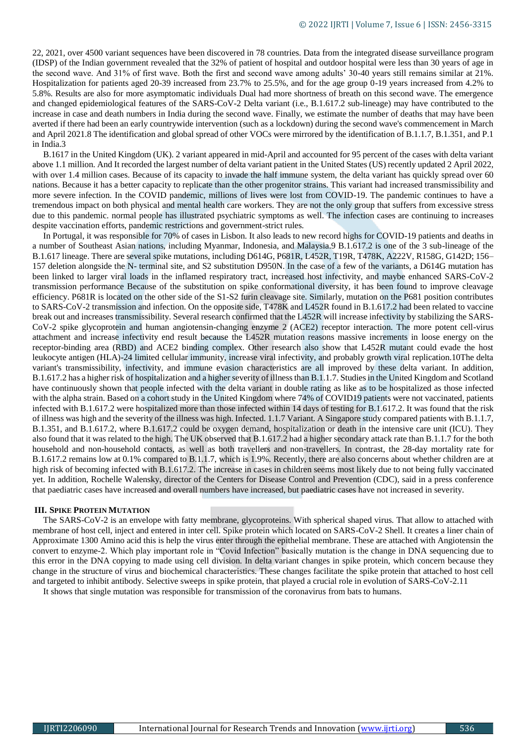22, 2021, over 4500 variant sequences have been discovered in 78 countries. Data from the integrated disease surveillance program (IDSP) of the Indian government revealed that the 32% of patient of hospital and outdoor hospital were less than 30 years of age in the second wave. And 31% of first wave. Both the first and second wave among adults' 30-40 years still remains similar at 21%. Hospitalization for patients aged 20-39 increased from 23.7% to 25.5%, and for the age group 0-19 years increased from 4.2% to 5.8%. Results are also for more asymptomatic individuals Dual had more shortness of breath on this second wave. The emergence and changed epidemiological features of the SARS-CoV-2 Delta variant (i.e., B.1.617.2 sub-lineage) may have contributed to the increase in case and death numbers in India during the second wave. Finally, we estimate the number of deaths that may have been averted if there had been an early countrywide intervention (such as a lockdown) during the second wave's commencement in March and April 2021.[8] The identification and global spread of other VOCs were mirrored by the identification of B.1.1.7, B.1.351, and P.1 in India.[3]

B.1617 in the United Kingdom (UK). 2 variant appeared in mid-April and accounted for 95 percent of the cases with delta variant above 1.1 million. And It recorded the largest number of delta variant patient in the United States (US) recently updated 2 April 2022, with over 1.4 million cases. Because of its capacity to invade the half immune system, the delta variant has quickly spread over 60 nations. Because it has a better capacity to replicate than the other progenitor strains. This variant had increased transmissibility and more severe infection. In the COVID pandemic, millions of lives were lost from COVID-19. The pandemic continues to have a tremendous impact on both physical and mental health care workers. They are not the only group that suffers from excessive stress due to this pandemic. normal people has illustrated psychiatric symptoms as well. The infection cases are continuing to increases despite vaccination efforts, pandemic restrictions and government-strict rules.

In Portugal, it was responsible for 70% of cases in Lisbon. It also leads to new record highs for COVID-19 patients and deaths in a number of Southeast Asian nations, including Myanmar, Indonesia, and Malaysia.[9] B.1.617.2 is one of the 3 sub-lineage of the B.1.617 lineage. There are several spike mutations, including D614G, P681R, L452R, T19R, T478K, A222V, R158G, G142D; 156–157 deletion alongside the N- terminal site, and S2 substitution D950N. In the case of a few of the variants, a D614G mutation has been linked to larger viral loads in the inflamed respiratory tract, increased host infectivity, and maybe enhanced SARS-CoV-2 transmission performance Because of the substitution on spike conformational diversity, it has been found to improve cleavage efficiency. P681R is located on the other side of the S1-S2 furin cleavage site. Similarly, mutation on the P681 position contributes to SARS-CoV-2 transmission and infection. On the opposite side, T478K and L452R found in B.1.617.2 had been related to vaccine break out and increases transmissibility. Several research confirmed that the L452R will increase infectivity by stabilizing the SARS-CoV-2 spike glycoprotein and human angiotensin-changing enzyme 2 (ACE2) receptor interaction. The more potent cell-virus attachment and increase infectivity end result because the L452R mutation reasons massive increments in loose energy on the receptor-binding area (RBD) and ACE2 binding complex. Other research also show that L452R mutant could evade the host leukocyte antigen (HLA)-24 limited cellular immunity, increase viral infectivity, and probably growth viral replication.[10]The delta variant's transmissibility, infectivity, and immune evasion characteristics are all improved by these delta variant. In addition, B.1.617.2 has a higher risk of hospitalization and a higher severity of illness than B.1.1.7. Studies in the United Kingdom and Scotland have continuously shown that people infected with the delta variant in double rating as like as to be hospitalized as those infected with the alpha strain. Based on a cohort study in the United Kingdom where 74% of COVID19 patients were not vaccinated, patients infected with B.1.617.2 were hospitalized more than those infected within 14 days of testing for B.1.617.2. It was found that the risk of illness was high and the severity of the illness was high. Infected. 1.1.7 Variant. A Singapore study compared patients with B.1.1.7, B.1.351, and B.1.617.2, where B.1.617.2 could be oxygen demand, hospitalization or death in the intensive care unit (ICU). They also found that it was related to the high. The UK observed that B.1.617.2 had a higher secondary attack rate than B.1.1.7 for the both household and non-household contacts, as well as both travellers and non-travellers. In contrast, the 28-day mortality rate for B.1.617.2 remains low at 0.1% compared to B.1.1.7, which is 1.9%. Recently, there are also concerns about whether children are at high risk of becoming infected with B.1.617.2. The increase in cases in children seems most likely due to not being fully vaccinated yet. In addition, Rochelle Walensky, director of the Centers for Disease Control and Prevention (CDC), said in a press conference that paediatric cases have increased and overall numbers have increased, but paediatric cases have not increased in severity.

## III. SPIKE PROTEIN MUTATION

The SARS-CoV-2 is an envelope with fatty membrane, glycoproteins. With spherical shaped virus. That allow to attached with membrane of host cell, inject and entered in inter cell. Spike protein which located on SARS-CoV-2 Shell. It creates a liner chain of Approximate 1300 Amino acid this is help the virus enter through the epithelial membrane. These are attached with Angiotensin the convert to enzyme-2. Which play important role in "Covid Infection" basically mutation is the change in DNA sequencing due to this error in the DNA copying to made using cell division. In delta variant changes in spike protein, which concern because they change in the structure of virus and biochemical characteristics. These changes facilitate the spike protein that attached to host cell and targeted to inhibit antibody. Selective sweeps in spike protein, that played a crucial role in evolution of SARS-CoV-2.[11]

It shows that single mutation was responsible for transmission of the coronavirus from bats to humans.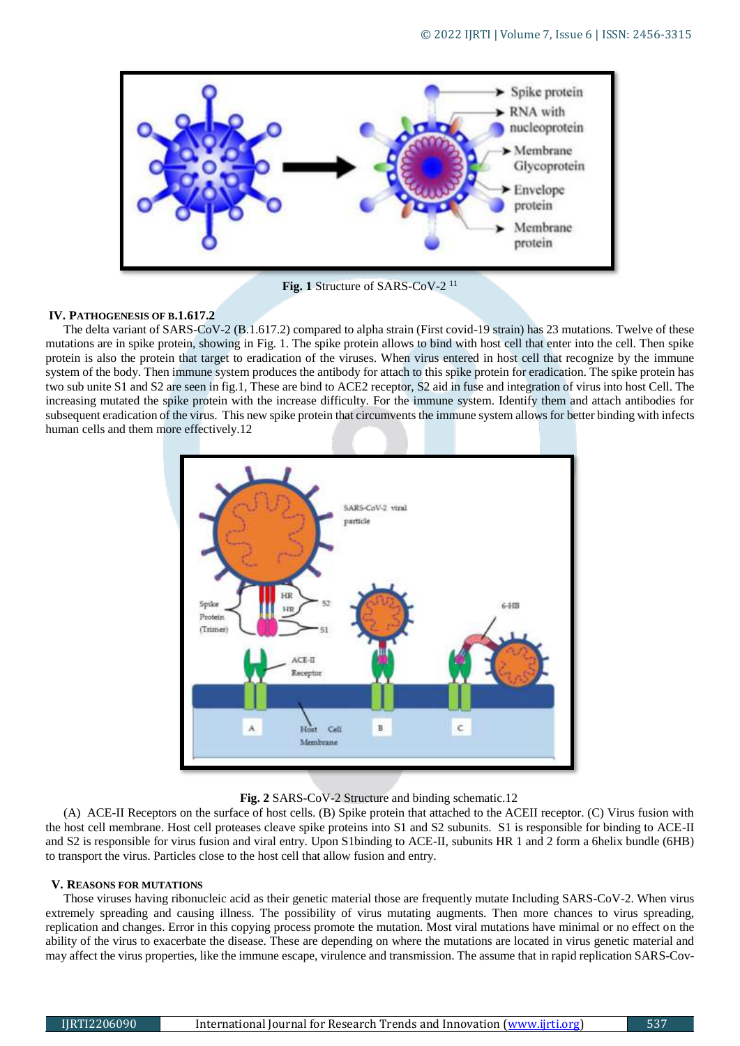**Fig. 1** Structure of SARS-CoV-2 [11]

## IV. PATHOGENESIS OF B.1.617.2

The delta variant of SARS-CoV-2 (B.1.617.2) compared to alpha strain (First covid-19 strain) has 23 mutations. Twelve of these mutations are in spike protein, showing in Fig. 1. The spike protein allows to bind with host cell that enter into the cell. Then spike protein is also the protein that target to eradication of the viruses. When virus entered in host cell that recognize by the immune system of the body. Then immune system produces the antibody for attach to this spike protein for eradication. The spike protein has two sub unite S1 and S2 are seen in fig.1, These are bind to ACE2 receptor, S2 aid in fuse and integration of virus into host Cell. The increasing mutated the spike protein with the increase difficulty. For the immune system. Identify them and attach antibodies for subsequent eradication of the virus. This new spike protein that circumvents the immune system allows for better binding with infects human cells and them more effectively.12

**Fig. 2** SARS-CoV-2 Structure and binding schematic.12

(A) ACE-II Receptors on the surface of host cells. (B) Spike protein that attached to the ACEII receptor. (C) Virus fusion with the host cell membrane. Host cell proteases cleave spike proteins into S1 and S2 subunits. S1 is responsible for binding to ACE-II and S2 is responsible for virus fusion and viral entry. Upon S1binding to ACE-II, subunits HR 1 and 2 form a 6helix bundle (6HB) to transport the virus. Particles close to the host cell that allow fusion and entry.

## V. REASONS FOR MUTATIONS

Those viruses having ribonucleic acid as their genetic material those are frequently mutate Including SARS-CoV-2. When virus extremely spreading and causing illness. The possibility of virus mutating augments. Then more chances to virus spreading, replication and changes. Error in this copying process promote the mutation. Most viral mutations have minimal or no effect on the ability of the virus to exacerbate the disease. These are depending on where the mutations are located in virus genetic material and may affect the virus properties, like the immune escape, virulence and transmission. The assume that in rapid replication SARS-Cov-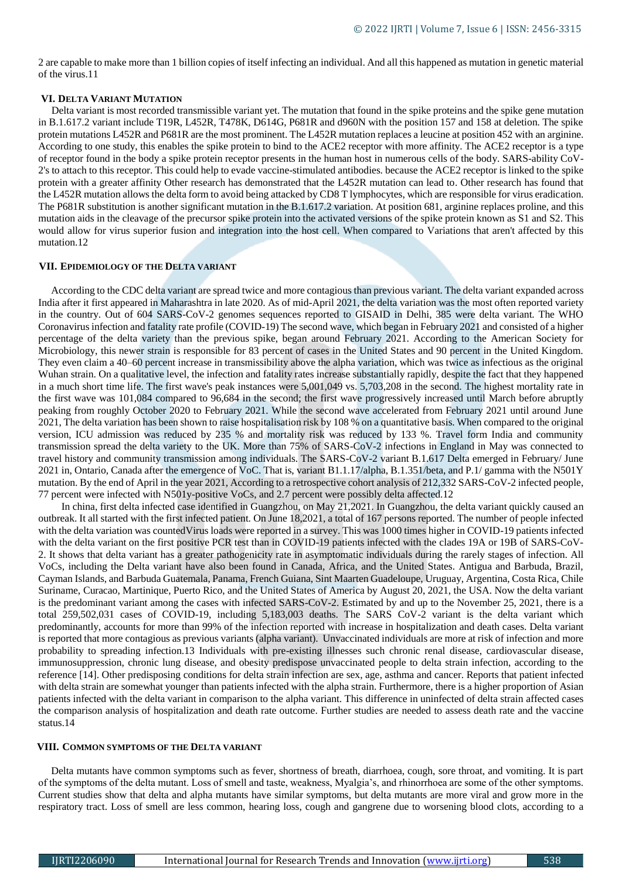2 are capable to make more than 1 billion copies of itself infecting an individual. And all this happened as mutation in genetic material of the virus.11

### VI. DELTA VARIANT MUTATION

Delta variant is most recorded transmissible variant yet. The mutation that found in the spike proteins and the spike gene mutation in B.1.617.2 variant include T19R, L452R, T478K, D614G, P681R and d960N with the position 157 and 158 at deletion. The spike protein mutations L452R and P681R are the most prominent. The L452R mutation replaces a leucine at position 452 with an arginine. According to one study, this enables the spike protein to bind to the ACE2 receptor with more affinity. The ACE2 receptor is a type of receptor found in the body a spike protein receptor presents in the human host in numerous cells of the body. SARS-ability CoV-2's to attach to this receptor. This could help to evade vaccine-stimulated antibodies. because the ACE2 receptor is linked to the spike protein with a greater affinity Other research has demonstrated that the L452R mutation can lead to. Other research has found that the L452R mutation allows the delta form to avoid being attacked by CD8 T lymphocytes, which are responsible for virus eradication. The P681R substitution is another significant mutation in the B.1.617.2 variation. At position 681, arginine replaces proline, and this mutation aids in the cleavage of the precursor spike protein into the activated versions of the spike protein known as S1 and S2. This would allow for virus superior fusion and integration into the host cell. When compared to Variations that aren't affected by this mutation.12

### VII. EPIDEMIOLOGY OF THE DELTA VARIANT

According to the CDC delta variant are spread twice and more contagious than previous variant. The delta variant expanded across India after it first appeared in Maharashtra in late 2020. As of mid-April 2021, the delta variation was the most often reported variety in the country. Out of 604 SARS-CoV-2 genomes sequences reported to GISAID in Delhi, 385 were delta variant. The WHO Coronavirus infection and fatality rate profile (COVID-19) The second wave, which began in February 2021 and consisted of a higher percentage of the delta variety than the previous spike, began around February 2021. According to the American Society for Microbiology, this newer strain is responsible for 83 percent of cases in the United States and 90 percent in the United Kingdom. They even claim a 40–60 percent increase in transmissibility above the alpha variation, which was twice as infectious as the original Wuhan strain. On a qualitative level, the infection and fatality rates increase substantially rapidly, despite the fact that they happened in a much short time life. The first wave's peak instances were 5,001,049 vs. 5,703,208 in the second. The highest mortality rate in the first wave was 101,084 compared to 96,684 in the second; the first wave progressively increased until March before abruptly peaking from roughly October 2020 to February 2021. While the second wave accelerated from February 2021 until around June 2021, The delta variation has been shown to raise hospitalisation risk by 108 % on a quantitative basis. When compared to the original version, ICU admission was reduced by 235 % and mortality risk was reduced by 133 %. Travel form India and community transmission spread the delta variety to the UK. More than 75% of SARS-CoV-2 infections in England in May was connected to travel history and community transmission among individuals. The SARS-CoV-2 variant B.1.617 Delta emerged in February/ June 2021 in, Ontario, Canada after the emergence of VoC. That is, variant B1.1.17/alpha, B.1.351/beta, and P.1/ gamma with the N501Y mutation. By the end of April in the year 2021, According to a retrospective cohort analysis of 212,332 SARS-CoV-2 infected people, 77 percent were infected with N501y-positive VoCs, and 2.7 percent were possibly delta affected.12

In china, first delta infected case identified in Guangzhou, on May 21,2021. In Guangzhou, the delta variant quickly caused an outbreak. It all started with the first infected patient. On June 18,2021, a total of 167 persons reported. The number of people infected with the delta variation was countedVirus loads were reported in a survey. This was 1000 times higher in COVID-19 patients infected with the delta variant on the first positive PCR test than in COVID-19 patients infected with the clades 19A or 19B of SARS-CoV-2. It shows that delta variant has a greater pathogenicity rate in asymptomatic individuals during the rarely stages of infection. All VoCs, including the Delta variant have also been found in Canada, Africa, and the United States. Antigua and Barbuda, Brazil, Cayman Islands, and Barbuda Guatemala, Panama, French Guiana, Sint Maarten Guadeloupe, Uruguay, Argentina, Costa Rica, Chile Suriname, Curacao, Martinique, Puerto Rico, and the United States of America by August 20, 2021, the USA. Now the delta variant is the predominant variant among the cases with infected SARS-CoV-2. Estimated by and up to the November 25, 2021, there is a total 259,502,031 cases of COVID-19, including 5,183,003 deaths. The SARS CoV-2 variant is the delta variant which predominantly, accounts for more than 99% of the infection reported with increase in hospitalization and death cases. Delta variant is reported that more contagious as previous variants (alpha variant). Unvaccinated individuals are more at risk of infection and more probability to spreading infection.13 Individuals with pre-existing illnesses such chronic renal disease, cardiovascular disease, immunosuppression, chronic lung disease, and obesity predispose unvaccinated people to delta strain infection, according to the reference [14]. Other predisposing conditions for delta strain infection are sex, age, asthma and cancer. Reports that patient infected with delta strain are somewhat younger than patients infected with the alpha strain. Furthermore, there is a higher proportion of Asian patients infected with the delta variant in comparison to the alpha variant. This difference in uninfected of delta strain affected cases the comparison analysis of hospitalization and death rate outcome. Further studies are needed to assess death rate and the vaccine status.14

### VIII. COMMON SYMPTOMS OF THE DELTA VARIANT

Delta mutants have common symptoms such as fever, shortness of breath, diarrhoea, cough, sore throat, and vomiting. It is part of the symptoms of the delta mutant. Loss of smell and taste, weakness, Myalgia's, and rhinorrhoea are some of the other symptoms. Current studies show that delta and alpha mutants have similar symptoms, but delta mutants are more viral and grow more in the respiratory tract. Loss of smell are less common, hearing loss, cough and gangrene due to worsening blood clots, according to a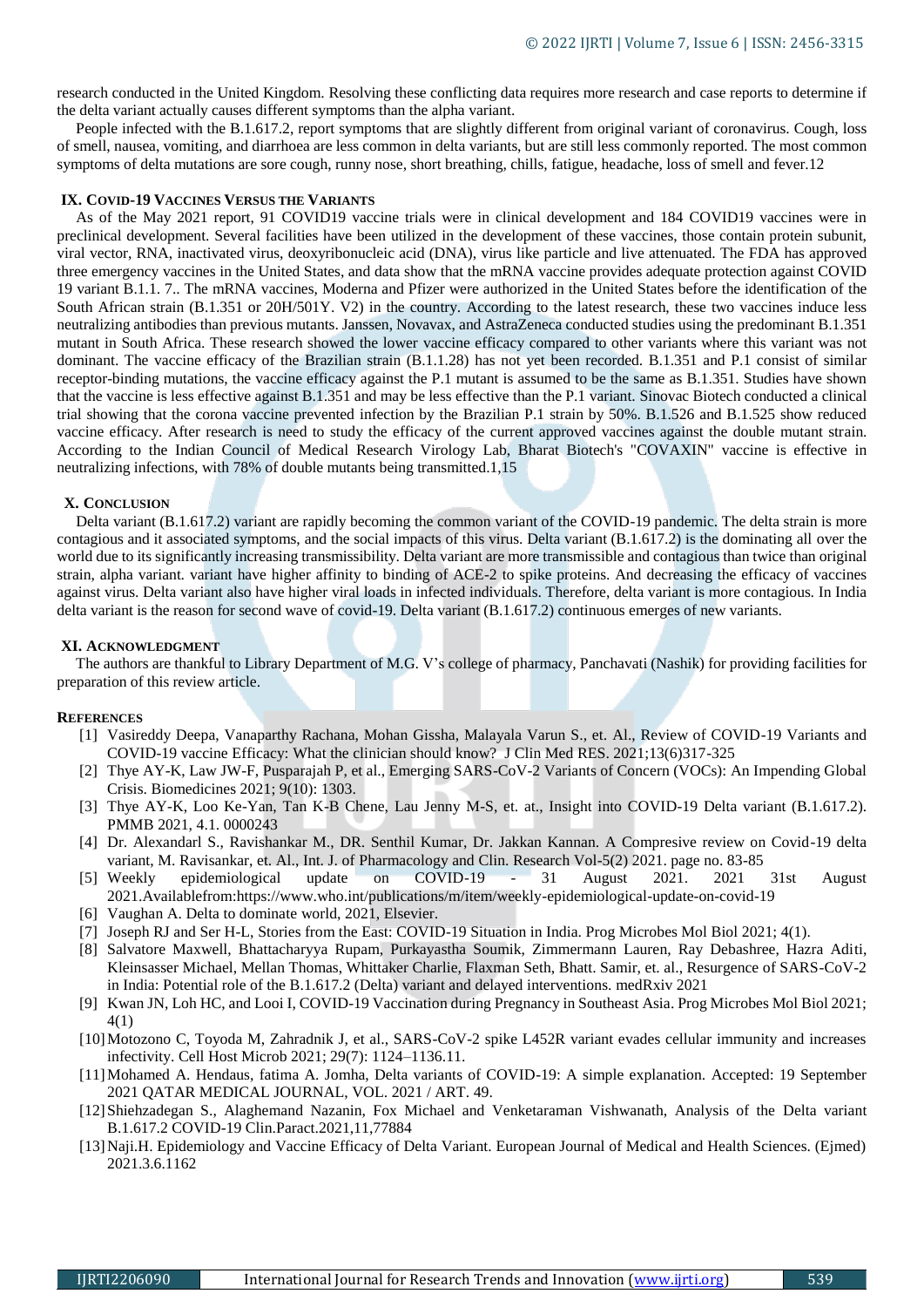research conducted in the United Kingdom. Resolving these conflicting data requires more research and case reports to determine if the delta variant actually causes different symptoms than the alpha variant.

People infected with the B.1.617.2, report symptoms that are slightly different from original variant of coronavirus. Cough, loss of smell, nausea, vomiting, and diarrhoea are less common in delta variants, but are still less commonly reported. The most common symptoms of delta mutations are sore cough, runny nose, short breathing, chills, fatigue, headache, loss of smell and fever.12

## IX. COVID-19 VACCINES VERSUS THE VARIANTS

As of the May 2021 report, 91 COVID19 vaccine trials were in clinical development and 184 COVID19 vaccines were in preclinical development. Several facilities have been utilized in the development of these vaccines, those contain protein subunit, viral vector, RNA, inactivated virus, deoxyribonucleic acid (DNA), virus like particle and live attenuated. The FDA has approved three emergency vaccines in the United States, and data show that the mRNA vaccine provides adequate protection against COVID 19 variant B.1.1. 7.. The mRNA vaccines, Moderna and Pfizer were authorized in the United States before the identification of the South African strain (B.1.351 or 20H/501Y. V2) in the country. According to the latest research, these two vaccines induce less neutralizing antibodies than previous mutants. Janssen, Novavax, and AstraZeneca conducted studies using the predominant B.1.351 mutant in South Africa. These research showed the lower vaccine efficacy compared to other variants where this variant was not dominant. The vaccine efficacy of the Brazilian strain (B.1.1.28) has not yet been recorded. B.1.351 and P.1 consist of similar receptor-binding mutations, the vaccine efficacy against the P.1 mutant is assumed to be the same as B.1.351. Studies have shown that the vaccine is less effective against B.1.351 and may be less effective than the P.1 variant. Sinovac Biotech conducted a clinical trial showing that the corona vaccine prevented infection by the Brazilian P.1 strain by 50%. B.1.526 and B.1.525 show reduced vaccine efficacy. After research is need to study the efficacy of the current approved vaccines against the double mutant strain. According to the Indian Council of Medical Research Virology Lab, Bharat Biotech's "COVAXIN" vaccine is effective in neutralizing infections, with 78% of double mutants being transmitted.1,15

## X. CONCLUSION

Delta variant (B.1.617.2) variant are rapidly becoming the common variant of the COVID-19 pandemic. The delta strain is more contagious and it associated symptoms, and the social impacts of this virus. Delta variant (B.1.617.2) is the dominating all over the world due to its significantly increasing transmissibility. Delta variant are more transmissible and contagious than twice than original strain, alpha variant. variant have higher affinity to binding of ACE-2 to spike proteins. And decreasing the efficacy of vaccines against virus. Delta variant also have higher viral loads in infected individuals. Therefore, delta variant is more contagious. In India delta variant is the reason for second wave of covid-19. Delta variant (B.1.617.2) continuous emerges of new variants.

## XI. ACKNOWLEDGMENT

The authors are thankful to Library Department of M.G. V's college of pharmacy, Panchavati (Nashik) for providing facilities for preparation of this review article.

## REFERENCES

[1] Vasireddy Deepa, Vanaparthy Rachana, Mohan Gissha, Malayala Varun S., et. Al., Review of COVID-19 Variants and COVID-19 vaccine Efficacy: What the clinician should know? J Clin Med RES. 2021;13(6)317-325

[2] Thye AY-K, Law JW-F, Pusparajah P, et al., Emerging SARS-CoV-2 Variants of Concern (VOCs): An Impending Global Crisis. Biomedicines 2021; 9(10): 1303.

[3] Thye AY-K, Loo Ke-Yan, Tan K-B Chene, Lau Jenny M-S, et. at., Insight into COVID-19 Delta variant (B.1.617.2). PMMB 2021, 4.1. 0000243

[4] Dr. Alexandarl S., Ravishankar M., DR. Senthil Kumar, Dr. Jakkan Kannan. A Compresive review on Covid-19 delta variant, M. Ravisankar, et. Al., Int. J. of Pharmacology and Clin. Research Vol-5(2) 2021. page no. 83-85

[5] Weekly epidemiological update on COVID-19 - 31 August 2021. 2021 31st August 2021.Availablefrom:https://www.who.int/publications/m/item/weekly-epidemiological-update-on-covid-19

[6] Vaughan A. Delta to dominate world, 2021, Elsevier.

[7] Joseph RJ and Ser H-L, Stories from the East: COVID-19 Situation in India. Prog Microbes Mol Biol 2021; 4(1).

[8] Salvatore Maxwell, Bhattacharyya Rupam, Purkayastha Soumik, Zimmermann Lauren, Ray Debashree, Hazra Aditi, Kleinsasser Michael, Mellan Thomas, Whittaker Charlie, Flaxman Seth, Bhatt. Samir, et. al., Resurgence of SARS-CoV-2 in India: Potential role of the B.1.617.2 (Delta) variant and delayed interventions. medRxiv 2021

[9] Kwan JN, Loh HC, and Looi I, COVID-19 Vaccination during Pregnancy in Southeast Asia. Prog Microbes Mol Biol 2021; 4(1)

[10] Motozono C, Toyoda M, Zahradnik J, et al., SARS-CoV-2 spike L452R variant evades cellular immunity and increases infectivity. Cell Host Microb 2021; 29(7): 1124–1136.11.

[11] Mohamed A. Hendaus, fatima A. Jomha, Delta variants of COVID-19: A simple explanation. Accepted: 19 September 2021 QATAR MEDICAL JOURNAL, VOL. 2021 / ART. 49.

[12] Shiehzadegan S., Alaghemand Nazanin, Fox Michael and Venketaraman Vishwanath, Analysis of the Delta variant B.1.617.2 COVID-19 Clin.Paract.2021,11,77884

[13] Naji.H. Epidemiology and Vaccine Efficacy of Delta Variant. European Journal of Medical and Health Sciences. (Ejmed) 2021.3.6.1162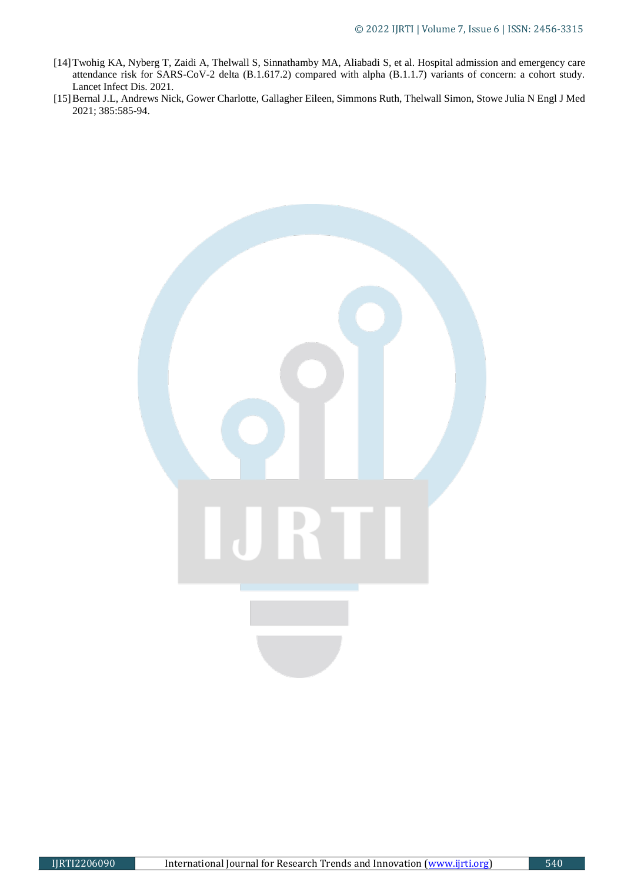[14] Twohig KA, Nyberg T, Zaidi A, Thelwall S, Sinnathamby MA, Aliabadi S, et al. Hospital admission and emergency care attendance risk for SARS-CoV-2 delta (B.1.617.2) compared with alpha (B.1.1.7) variants of concern: a cohort study. Lancet Infect Dis. 2021.

[15] Bernal J.L, Andrews Nick, Gower Charlotte, Gallagher Eileen, Simmons Ruth, Thelwall Simon, Stowe Julia N Engl J Med 2021; 385:585-94.